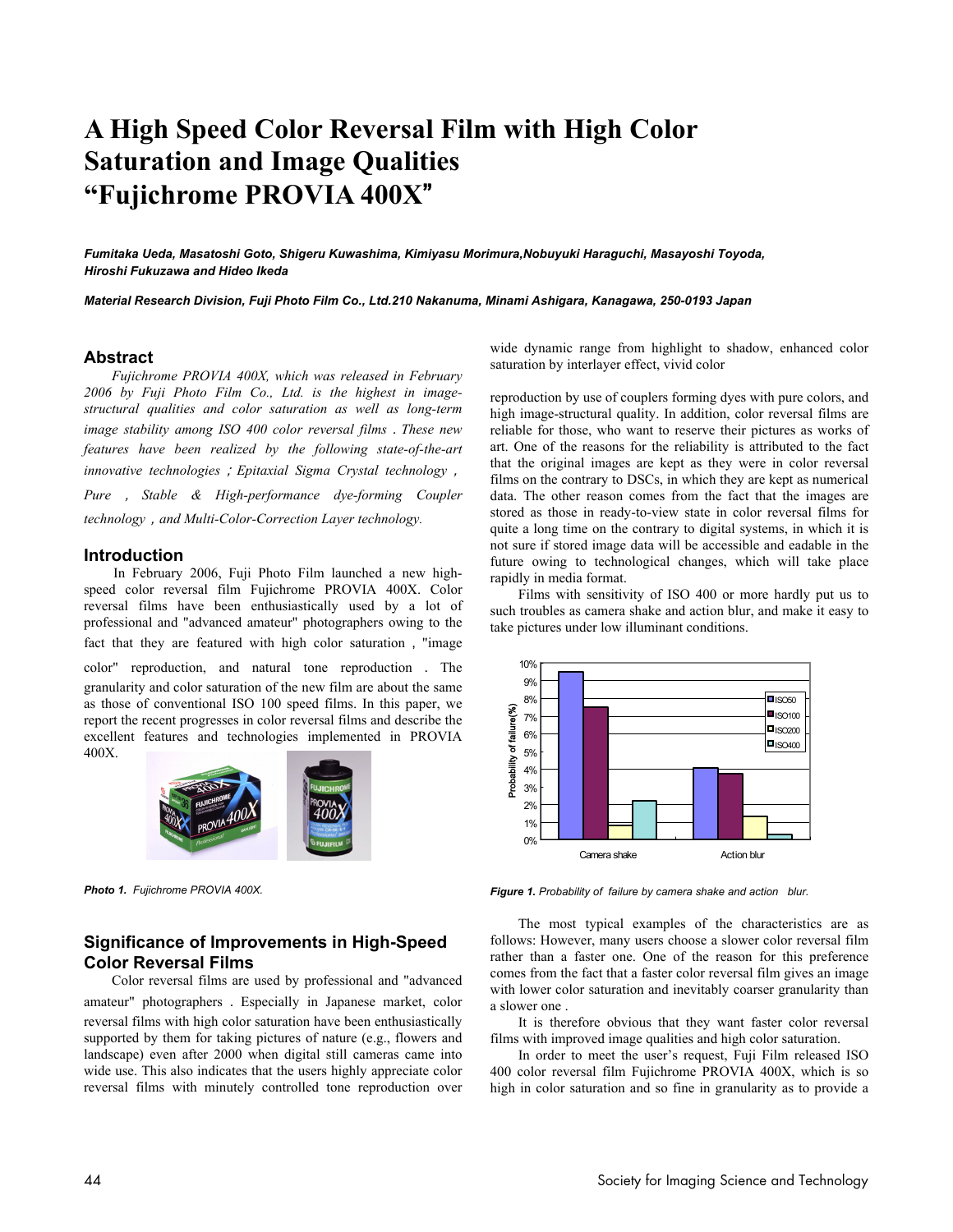# A High Speed Color Reversal Film with High Color Saturation and Image Qualities "Fujichrome PROVIA 400X"

***Fumitaka Ueda, Masatoshi Goto, Shigeru Kuwashima, Kimiyasu Morimura,Nobuyuki Haraguchi, Masayoshi Toyoda, Hiroshi Fukuzawa and Hideo Ikeda***

***Material Research Division, Fuji Photo Film Co., Ltd.210 Nakanuma, Minami Ashigara, Kanagawa, 250-0193 Japan***

## Abstract

*Fujichrome PROVIA 400X, which was released in February 2006 by Fuji Photo Film Co., Ltd. is the highest in image-structural qualities and color saturation as well as long-term image stability among ISO 400 color reversal films . These new features have been realized by the following state-of-the-art innovative technologies ; Epitaxial Sigma Crystal technology , Pure , Stable & High-performance dye-forming Coupler technology , and Multi-Color-Correction Layer technology.*

## Introduction

In February 2006, Fuji Photo Film launched a new high-speed color reversal film Fujichrome PROVIA 400X. Color reversal films have been enthusiastically used by a lot of professional and "advanced amateur" photographers owing to the fact that they are featured with high color saturation , "image color" reproduction, and natural tone reproduction . The granularity and color saturation of the new film are about the same as those of conventional ISO 100 speed films. In this paper, we report the recent progresses in color reversal films and describe the excellent features and technologies implemented in PROVIA 400X.

***Photo 1.*** *Fujichrome PROVIA 400X.*

## Significance of Improvements in High-Speed Color Reversal Films

Color reversal films are used by professional and "advanced amateur" photographers . Especially in Japanese market, color reversal films with high color saturation have been enthusiastically supported by them for taking pictures of nature (e.g., flowers and landscape) even after 2000 when digital still cameras came into wide use. This also indicates that the users highly appreciate color reversal films with minutely controlled tone reproduction over wide dynamic range from highlight to shadow, enhanced color saturation by interlayer effect, vivid color

reproduction by use of couplers forming dyes with pure colors, and high image-structural quality. In addition, color reversal films are reliable for those, who want to reserve their pictures as works of art. One of the reasons for the reliability is attributed to the fact that the original images are kept as they were in color reversal films on the contrary to DSCs, in which they are kept as numerical data. The other reason comes from the fact that the images are stored as those in ready-to-view state in color reversal films for quite a long time on the contrary to digital systems, in which it is not sure if stored image data will be accessible and eadable in the future owing to technological changes, which will take place rapidly in media format.

Films with sensitivity of ISO 400 or more hardly put us to such troubles as camera shake and action blur, and make it easy to take pictures under low illuminant conditions.

***Figure 1.*** *Probability of failure by camera shake and action blur.*

The most typical examples of the characteristics are as follows: However, many users choose a slower color reversal film rather than a faster one. One of the reason for this preference comes from the fact that a faster color reversal film gives an image with lower color saturation and inevitably coarser granularity than a slower one .

It is therefore obvious that they want faster color reversal films with improved image qualities and high color saturation.

In order to meet the user's request, Fuji Film released ISO 400 color reversal film Fujichrome PROVIA 400X, which is so high in color saturation and so fine in granularity as to provide a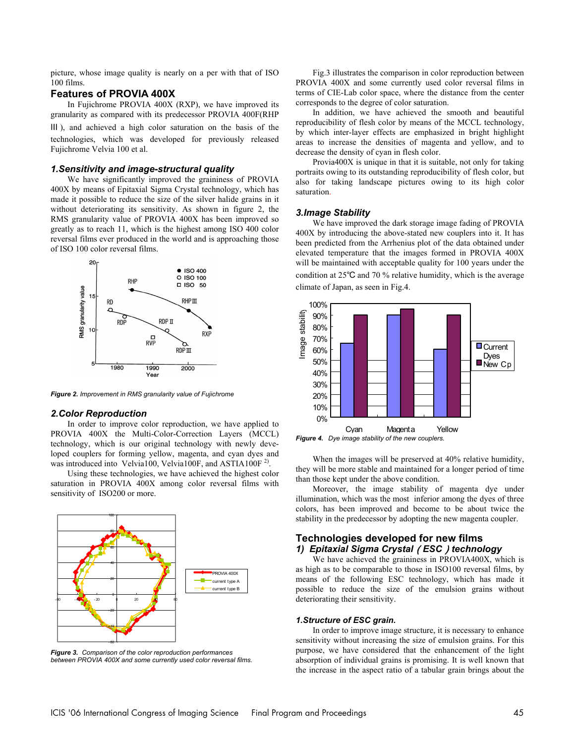picture, whose image quality is nearly on a per with that of ISO 100 films.

## Features of PROVIA 400X

In Fujichrome PROVIA 400X (RXP), we have improved its granularity as compared with its predecessor PROVIA 400F(RHP Ⅲ), and achieved a high color saturation on the basis of the technologies, which was developed for previously released Fujichrome Velvia 100 et al.

### *1.Sensitivity and image-structural quality*

We have significantly improved the graininess of PROVIA 400X by means of Epitaxial Sigma Crystal technology, which has made it possible to reduce the size of the silver halide grains in it without deteriorating its sensitivity. As shown in figure 2, the RMS granularity value of PROVIA 400X has been improved so greatly as to reach 11, which is the highest among ISO 400 color reversal films ever produced in the world and is approaching those of ISO 100 color reversal films.

***Figure 2.*** *Improvement in RMS granularity value of Fujichrome*

### *2.Color Reproduction*

In order to improve color reproduction, we have applied to PROVIA 400X the Multi-Color-Correction Layers (MCCL) technology, which is our original technology with newly developed couplers for forming yellow, magenta, and cyan dyes and was introduced into Velvia100, Velvia100F, and ASTIA100F [2].

Using these technologies, we have achieved the highest color saturation in PROVIA 400X among color reversal films with sensitivity of ISO200 or more.

***Figure 3.*** *Comparison of the color reproduction performances between PROVIA 400X and some currently used color reversal films.*

Fig.3 illustrates the comparison in color reproduction between PROVIA 400X and some currently used color reversal films in terms of CIE-Lab color space, where the distance from the center corresponds to the degree of color saturation.

In addition, we have achieved the smooth and beautiful reproducibility of flesh color by means of the MCCL technology, by which inter-layer effects are emphasized in bright highlight areas to increase the densities of magenta and yellow, and to decrease the density of cyan in flesh color.

Provia400X is unique in that it is suitable, not only for taking portraits owing to its outstanding reproducibility of flesh color, but also for taking landscape pictures owing to its high color saturation.

### *3.Image Stability*

We have improved the dark storage image fading of PROVIA 400X by introducing the above-stated new couplers into it. It has been predicted from the Arrhenius plot of the data obtained under elevated temperature that the images formed in PROVIA 400X will be maintained with acceptable quality for 100 years under the condition at 25℃ and 70 % relative humidity, which is the average climate of Japan, as seen in Fig.4.

***Figure 4.*** *Dye image stability of the new couplers.*

When the images will be preserved at 40% relative humidity, they will be more stable and maintained for a longer period of time than those kept under the above condition.

Moreover, the image stability of magenta dye under illumination, which was the most inferior among the dyes of three colors, has been improved and become to be about twice the stability in the predecessor by adopting the new magenta coupler.

## Technologies developed for new films

### *1) Epitaxial Sigma Crystal ( ESC ) technology*

We have achieved the graininess in PROVIA400X, which is as high as to be comparable to those in ISO100 reversal films, by means of the following ESC technology, which has made it possible to reduce the size of the emulsion grains without deteriorating their sensitivity.

#### *1.Structure of ESC grain.*

In order to improve image structure, it is necessary to enhance sensitivity without increasing the size of emulsion grains. For this purpose, we have considered that the enhancement of the light absorption of individual grains is promising. It is well known that the increase in the aspect ratio of a tabular grain brings about the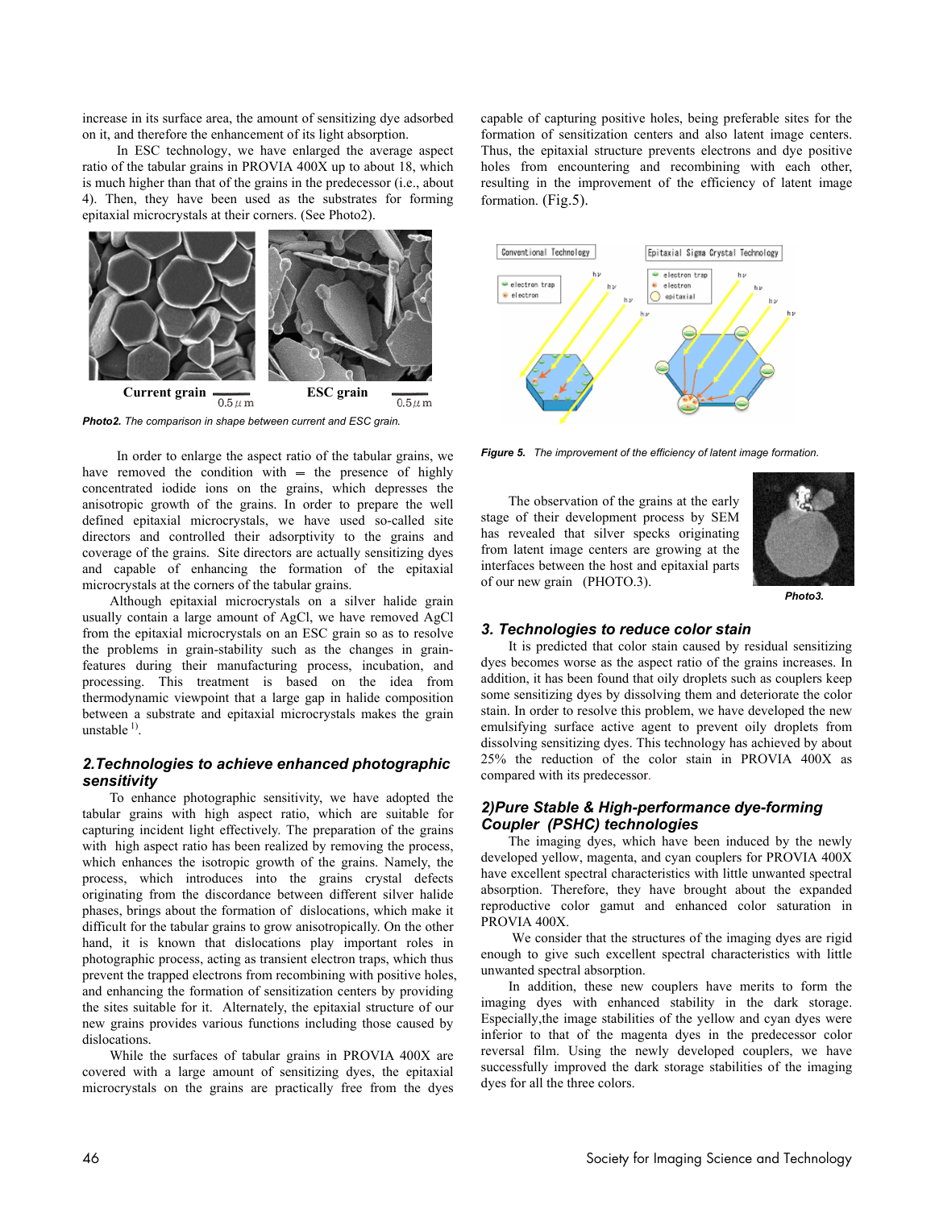increase in its surface area, the amount of sensitizing dye adsorbed on it, and therefore the enhancement of its light absorption.

In ESC technology, we have enlarged the average aspect ratio of the tabular grains in PROVIA 400X up to about 18, which is much higher than that of the grains in the predecessor (i.e., about 4). Then, they have been used as the substrates for forming epitaxial microcrystals at their corners. (See Photo2).

Current grain 0.5 μm ESC grain 0.5 μm

***Photo2.*** *The comparison in shape between current and ESC grain.*

In order to enlarge the aspect ratio of the tabular grains, we have removed the condition with ═ the presence of highly concentrated iodide ions on the grains, which depresses the anisotropic growth of the grains. In order to prepare the well defined epitaxial microcrystals, we have used so-called site directors and controlled their adsorptivity to the grains and coverage of the grains. Site directors are actually sensitizing dyes and capable of enhancing the formation of the epitaxial microcrystals at the corners of the tabular grains.

Although epitaxial microcrystals on a silver halide grain usually contain a large amount of AgCl, we have removed AgCl from the epitaxial microcrystals on an ESC grain so as to resolve the problems in grain-stability such as the changes in grain-features during their manufacturing process, incubation, and processing. This treatment is based on the idea from thermodynamic viewpoint that a large gap in halide composition between a substrate and epitaxial microcrystals makes the grain unstable [1].

## 2. Technologies to achieve enhanced photographic sensitivity

To enhance photographic sensitivity, we have adopted the tabular grains with high aspect ratio, which are suitable for capturing incident light effectively. The preparation of the grains with high aspect ratio has been realized by removing the process, which enhances the isotropic growth of the grains. Namely, the process, which introduces into the grains crystal defects originating from the discordance between different silver halide phases, brings about the formation of dislocations, which make it difficult for the tabular grains to grow anisotropically. On the other hand, it is known that dislocations play important roles in photographic process, acting as transient electron traps, which thus prevent the trapped electrons from recombining with positive holes, and enhancing the formation of sensitization centers by providing the sites suitable for it. Alternately, the epitaxial structure of our new grains provides various functions including those caused by dislocations.

While the surfaces of tabular grains in PROVIA 400X are covered with a large amount of sensitizing dyes, the epitaxial microcrystals on the grains are practically free from the dyes capable of capturing positive holes, being preferable sites for the formation of sensitization centers and also latent image centers. Thus, the epitaxial structure prevents electrons and dye positive holes from encountering and recombining with each other, resulting in the improvement of the efficiency of latent image formation. (Fig.5).

Conventional Technology | Epitaxial Sigma Crystal Technology

***Figure 5.*** *The improvement of the efficiency of latent image formation.*

The observation of the grains at the early stage of their development process by SEM has revealed that silver specks originating from latent image centers are growing at the interfaces between the host and epitaxial parts of our new grain (PHOTO.3).

***Photo3.***

## 3. Technologies to reduce color stain

It is predicted that color stain caused by residual sensitizing dyes becomes worse as the aspect ratio of the grains increases. In addition, it has been found that oily droplets such as couplers keep some sensitizing dyes by dissolving them and deteriorate the color stain. In order to resolve this problem, we have developed the new emulsifying surface active agent to prevent oily droplets from dissolving sensitizing dyes. This technology has achieved by about 25% the reduction of the color stain in PROVIA 400X as compared with its predecessor.

## 2) Pure Stable & High-performance dye-forming Coupler (PSHC) technologies

The imaging dyes, which have been induced by the newly developed yellow, magenta, and cyan couplers for PROVIA 400X have excellent spectral characteristics with little unwanted spectral absorption. Therefore, they have brought about the expanded reproductive color gamut and enhanced color saturation in PROVIA 400X.

We consider that the structures of the imaging dyes are rigid enough to give such excellent spectral characteristics with little unwanted spectral absorption.

In addition, these new couplers have merits to form the imaging dyes with enhanced stability in the dark storage. Especially, the image stabilities of the yellow and cyan dyes were inferior to that of the magenta dyes in the predecessor color reversal film. Using the newly developed couplers, we have successfully improved the dark storage stabilities of the imaging dyes for all the three colors.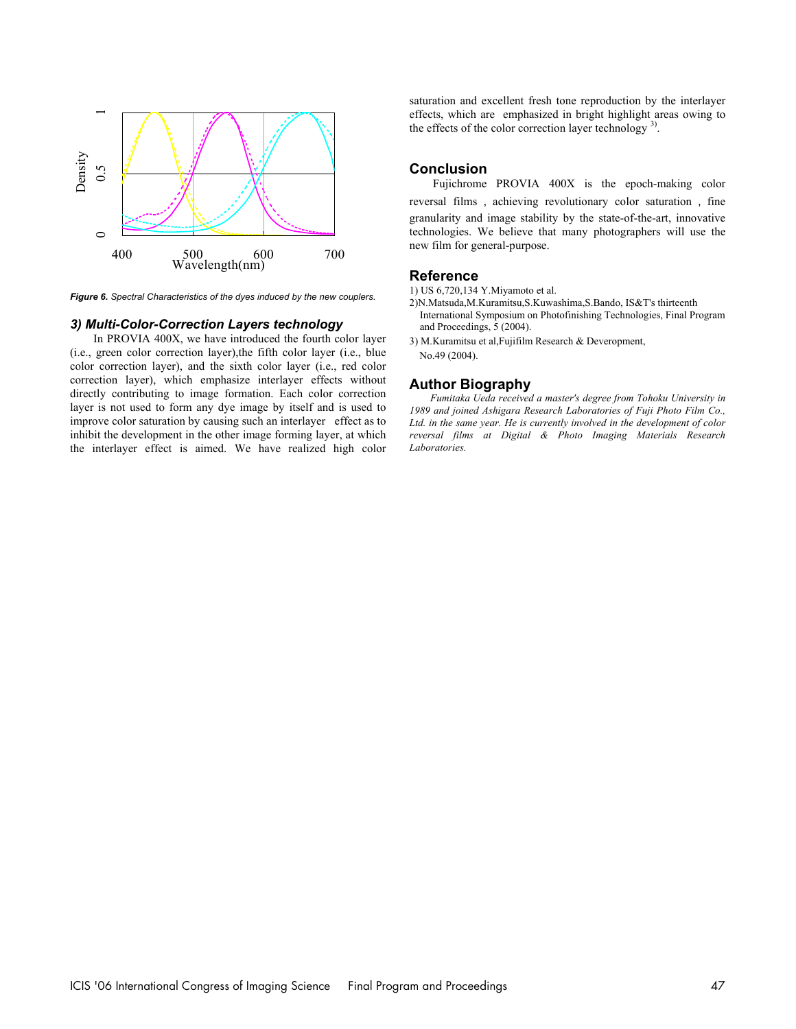Density

1

0.5

0

400

500

600

700

Wavelength(nm)

*Figure 6. Spectral Characteristics of the dyes induced by the new couplers.*

### 3) Multi-Color-Correction Layers technology

In PROVIA 400X, we have introduced the fourth color layer (i.e., green color correction layer),the fifth color layer (i.e., blue color correction layer), and the sixth color layer (i.e., red color correction layer), which emphasize interlayer effects without directly contributing to image formation. Each color correction layer is not used to form any dye image by itself and is used to improve color saturation by causing such an interlayer effect as to inhibit the development in the other image forming layer, at which the interlayer effect is aimed. We have realized high color saturation and excellent fresh tone reproduction by the interlayer effects, which are emphasized in bright highlight areas owing to the effects of the color correction layer technology [3).]

## Conclusion

Fujichrome PROVIA 400X is the epoch-making color reversal films , achieving revolutionary color saturation , fine granularity and image stability by the state-of-the-art, innovative technologies. We believe that many photographers will use the new film for general-purpose.

## Reference

1) US 6,720,134 Y.Miyamoto et al.
2)N.Matsuda,M.Kuramitsu,S.Kuwashima,S.Bando, IS&T's thirteenth International Symposium on Photofinishing Technologies, Final Program and Proceedings, 5 (2004).
3) M.Kuramitsu et al,Fujifilm Research & Deveropment, No.49 (2004).

## Author Biography

*Fumitaka Ueda received a master's degree from Tohoku University in 1989 and joined Ashigara Research Laboratories of Fuji Photo Film Co., Ltd. in the same year. He is currently involved in the development of color reversal films at Digital & Photo Imaging Materials Research Laboratories.*